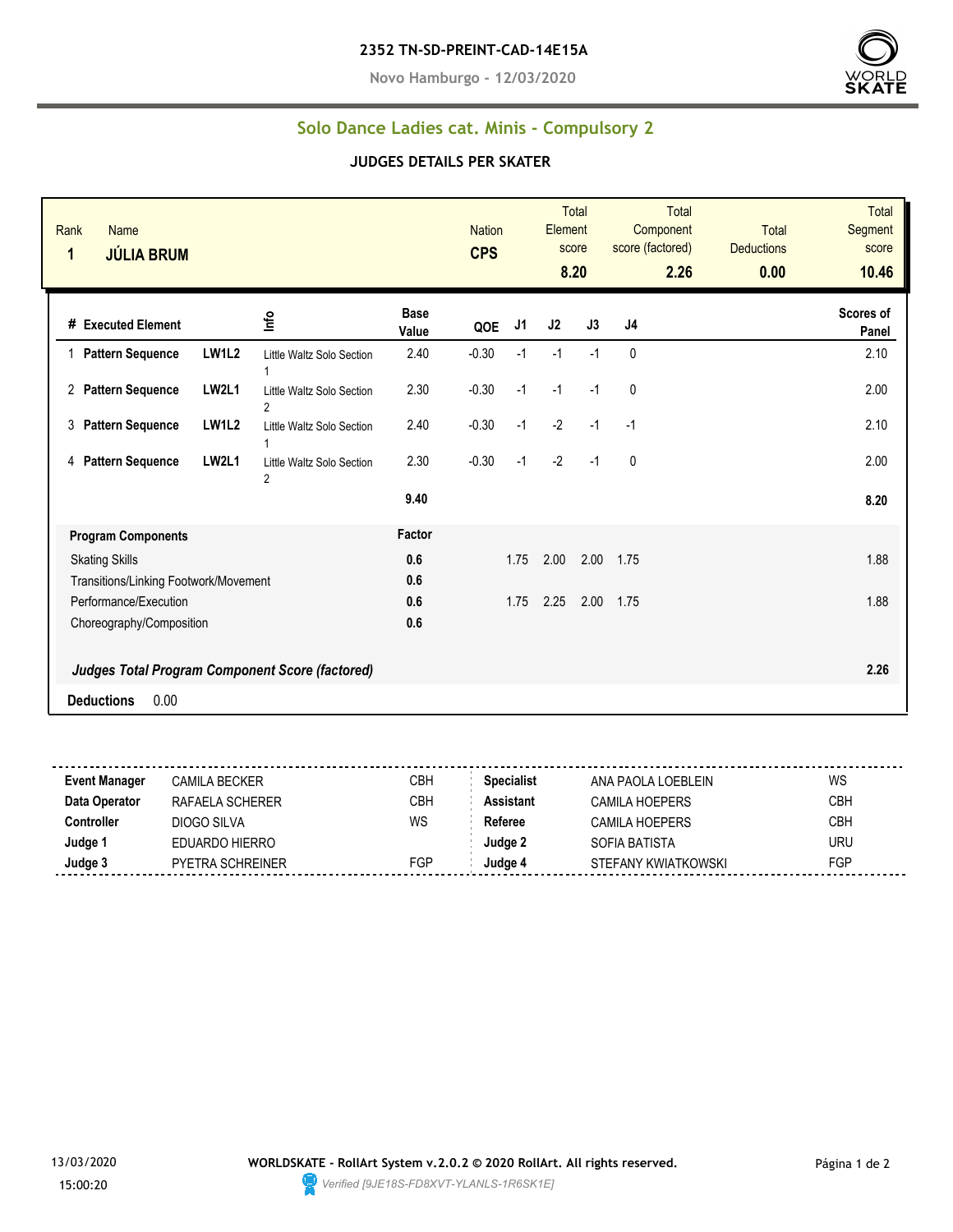**2352 TN-SD-PREINT-CAD-14E15A**

**Novo Hamburgo - 12/03/2020**

## Solo Dance Ladies cat. Minis - Compulsory 2

### JUDGES DETAILS PER SKATER

| Rank | Name | Nation | Total Element score | Total Component score (factored) | Total Deductions | Total Segment score |
|---|---|---|---|---|---|---|
| **1** | **JÚLIA BRUM** | **CPS** | **8.20** | **2.26** | **0.00** | **10.46** |

| # | Executed Element | | Info | Base Value | QOE | J1 | J2 | J3 | J4 | Scores of Panel |
|---|---|---|---|---|---|---|---|---|---|---|
| 1 | **Pattern Sequence** | **LW1L2** | Little Waltz Solo Section 1 | 2.40 | -0.30 | -1 | -1 | -1 | 0 | 2.10 |
| 2 | **Pattern Sequence** | **LW2L1** | Little Waltz Solo Section 2 | 2.30 | -0.30 | -1 | -1 | -1 | 0 | 2.00 |
| 3 | **Pattern Sequence** | **LW1L2** | Little Waltz Solo Section 1 | 2.40 | -0.30 | -1 | -2 | -1 | -1 | 2.10 |
| 4 | **Pattern Sequence** | **LW2L1** | Little Waltz Solo Section 2 | 2.30 | -0.30 | -1 | -2 | -1 | 0 | 2.00 |
| | | | | **9.40** | | | | | | **8.20** |

| **Program Components** | **Factor** | J1 | J2 | J3 | J4 | |
|---|---|---|---|---|---|---|
| Skating Skills | **0.6** | 1.75 | 2.00 | 2.00 | 1.75 | 1.88 |
| Transitions/Linking Footwork/Movement | **0.6** | | | | | |
| Performance/Execution | **0.6** | 1.75 | 2.25 | 2.00 | 1.75 | 1.88 |
| Choreography/Composition | **0.6** | | | | | |
| ***Judges Total Program Component Score (factored)*** | | | | | | **2.26** |

**Deductions** 0.00

| | | | | | |
|---|---|---|---|---|---|
| **Event Manager** | CAMILA BECKER | CBH | **Specialist** | ANA PAOLA LOEBLEIN | WS |
| **Data Operator** | RAFAELA SCHERER | CBH | **Assistant** | CAMILA HOEPERS | CBH |
| **Controller** | DIOGO SILVA | WS | **Referee** | CAMILA HOEPERS | CBH |
| **Judge 1** | EDUARDO HIERRO | | **Judge 2** | SOFIA BATISTA | URU |
| **Judge 3** | PYETRA SCHREINER | FGP | **Judge 4** | STEFANY KWIATKOWSKI | FGP |

13/03/2020 15:00:20

**WORLDSKATE - RollArt System v.2.0.2 © 2020 RollArt. All rights reserved.**

*Verified [9JE18S-FD8XVT-YLANLS-1R6SK1E]*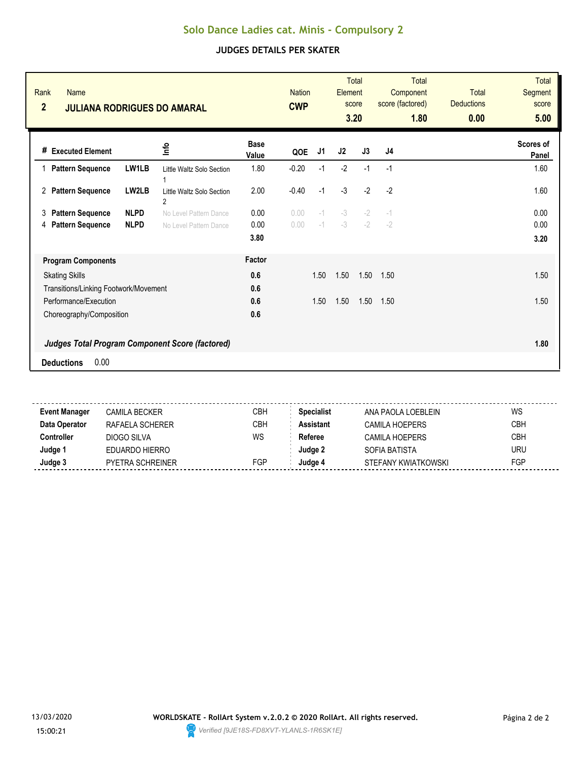# Solo Dance Ladies cat. Minis - Compulsory 2

## JUDGES DETAILS PER SKATER

| Rank | Name | Nation | Total Element score | Total Component score (factored) | Total Deductions | Total Segment score |
|---|---|---|---|---|---|---|
| 2 | JULIANA RODRIGUES DO AMARAL | CWP | 3.20 | 1.80 | 0.00 | 5.00 |

| # | Executed Element | | Info | Base Value | QOE | J1 | J2 | J3 | J4 | Scores of Panel |
|---|---|---|---|---|---|---|---|---|---|---|
| 1 | Pattern Sequence | LW1LB | Little Waltz Solo Section 1 | 1.80 | -0.20 | -1 | -2 | -1 | -1 | 1.60 |
| 2 | Pattern Sequence | LW2LB | Little Waltz Solo Section 2 | 2.00 | -0.40 | -1 | -3 | -2 | -2 | 1.60 |
| 3 | Pattern Sequence | NLPD | No Level Pattern Dance | 0.00 | 0.00 | -1 | -3 | -2 | -1 | 0.00 |
| 4 | Pattern Sequence | NLPD | No Level Pattern Dance | 0.00 | 0.00 | -1 | -3 | -2 | -2 | 0.00 |
| | | | | 3.80 | | | | | | 3.20 |

| Program Components | Factor | J1 | J2 | J3 | J4 | |
|---|---|---|---|---|---|---|
| Skating Skills | 0.6 | 1.50 | 1.50 | 1.50 | 1.50 | 1.50 |
| Transitions/Linking Footwork/Movement | 0.6 | | | | | |
| Performance/Execution | 0.6 | 1.50 | 1.50 | 1.50 | 1.50 | 1.50 |
| Choreography/Composition | 0.6 | | | | | |
| ***Judges Total Program Component Score (factored)*** | | | | | | 1.80 |

**Deductions** 0.00

| | | | | | |
|---|---|---|---|---|---|
| **Event Manager** | CAMILA BECKER | CBH | **Specialist** | ANA PAOLA LOEBLEIN | WS |
| **Data Operator** | RAFAELA SCHERER | CBH | **Assistant** | CAMILA HOEPERS | CBH |
| **Controller** | DIOGO SILVA | WS | **Referee** | CAMILA HOEPERS | CBH |
| **Judge 1** | EDUARDO HIERRO | | **Judge 2** | SOFIA BATISTA | URU |
| **Judge 3** | PYETRA SCHREINER | FGP | **Judge 4** | STEFANY KWIATKOWSKI | FGP |

13/03/2020 15:00:21

**WORLDSKATE - RollArt System v.2.0.2 © 2020 RollArt. All rights reserved.**

*Verified [9JE18S-FD8XVT-YLANLS-1R6SK1E]*